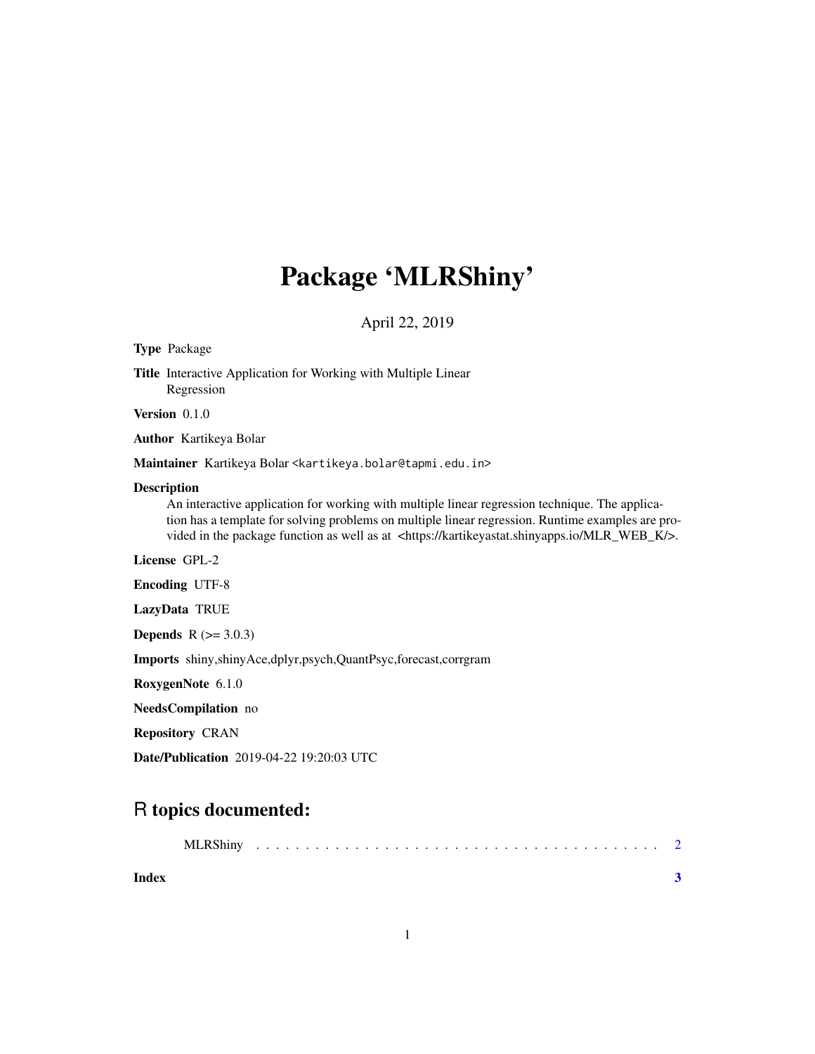# Package 'MLRShiny'

April 22, 2019

**Type** Package

**Title** Interactive Application for Working with Multiple Linear Regression

**Version** 0.1.0

**Author** Kartikeya Bolar

**Maintainer** Kartikeya Bolar <kartikeya.bolar@tapmi.edu.in>

**Description**
An interactive application for working with multiple linear regression technique. The application has a template for solving problems on multiple linear regression. Runtime examples are provided in the package function as well as at <https://kartikeyastat.shinyapps.io/MLR_WEB_K/>.

**License** GPL-2

**Encoding** UTF-8

**LazyData** TRUE

**Depends** R (>= 3.0.3)

**Imports** shiny,shinyAce,dplyr,psych,QuantPsyc,forecast,corrgram

**RoxygenNote** 6.1.0

**NeedsCompilation** no

**Repository** CRAN

**Date/Publication** 2019-04-22 19:20:03 UTC

## R topics documented:

MLRShiny . . . . . . . . . . . . . . . . . . . . . . . . . . . . . . . . . . . . . . . . 2

**Index** **3**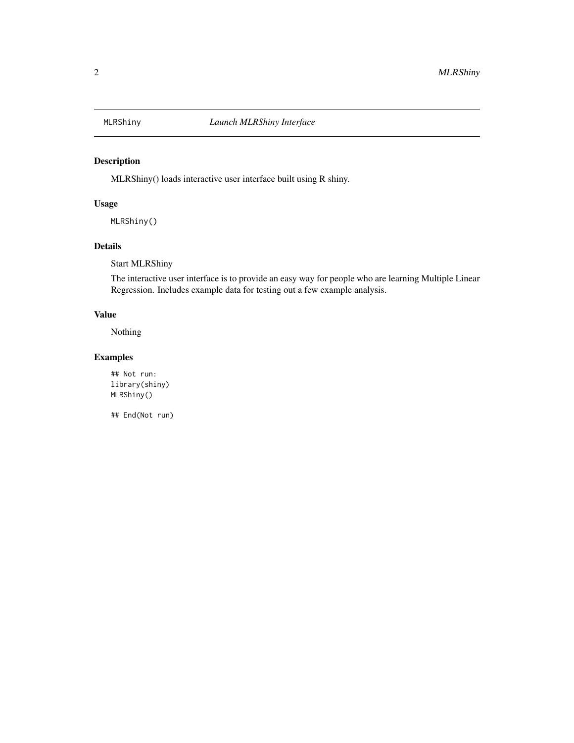MLRShiny *Launch MLRShiny Interface*

## Description

MLRShiny() loads interactive user interface built using R shiny.

## Usage

```
MLRShiny()
```

## Details

Start MLRShiny

The interactive user interface is to provide an easy way for people who are learning Multiple Linear Regression. Includes example data for testing out a few example analysis.

## Value

Nothing

## Examples

```
## Not run:
library(shiny)
MLRShiny()

## End(Not run)
```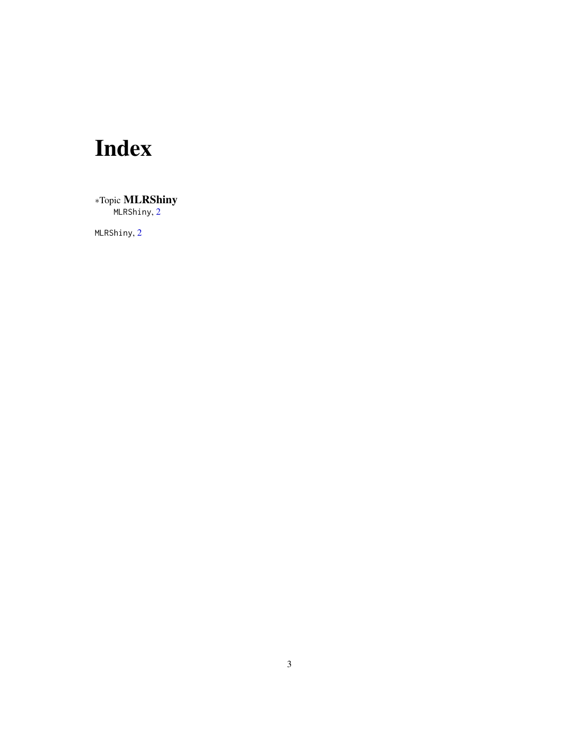# Index

∗Topic **MLRShiny**
    MLRShiny, 2

MLRShiny, 2